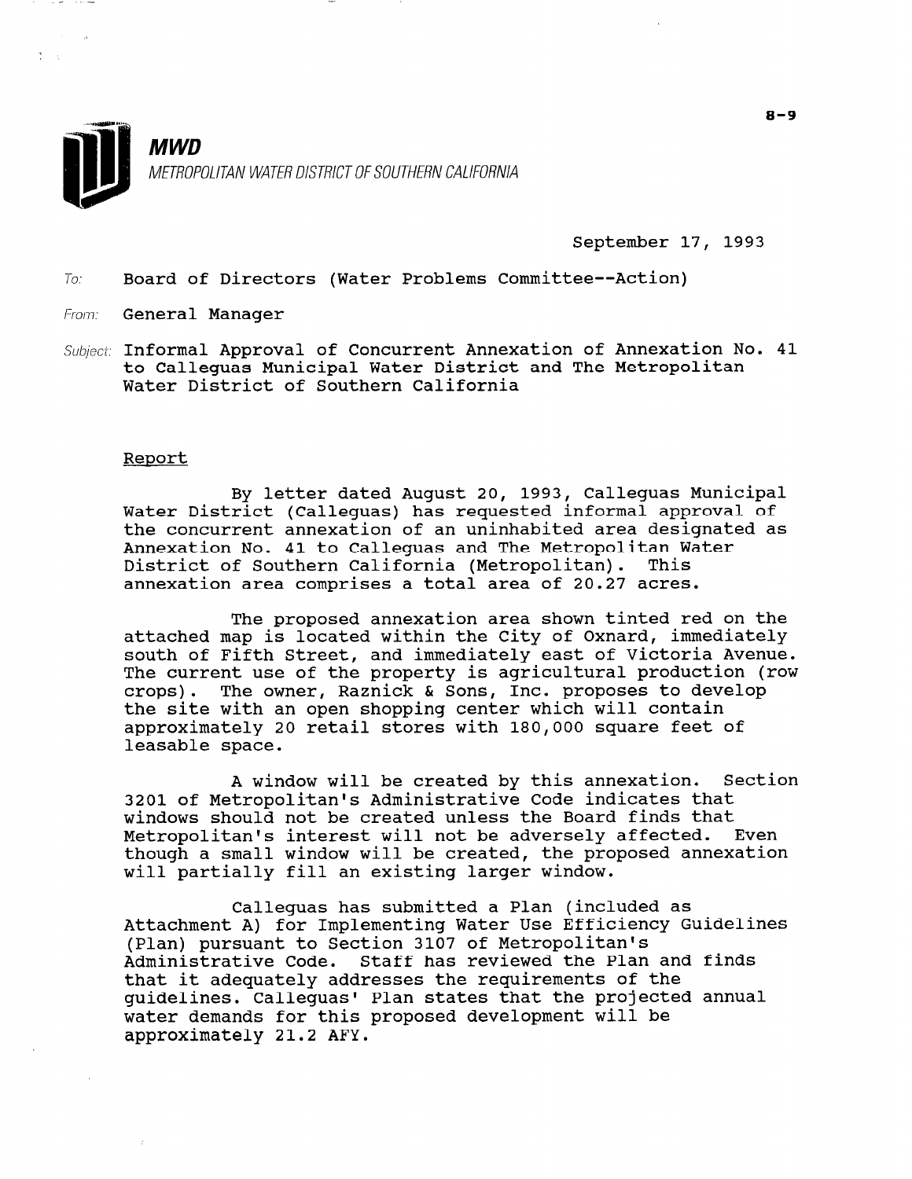**MWD**

METROPOLITAN WATER DISTRICT OF SOUTHERN CALIFORNIA

8-9

September 17, 1993

To: Board of Directors (Water Problems Committee--Action)

From: General Manager

Subject: Informal Approval of Concurrent Annexation of Annexation No. 41 to Calleguas Municipal Water District and The Metropolitan Water District of Southern California

## Report

By letter dated August 20, 1993, Calleguas Municipal Water District (Calleguas) has requested informal approval of the concurrent annexation of an uninhabited area designated as Annexation No. 41 to Calleguas and The Metropolitan Water District of Southern California (Metropolitan). This annexation area comprises a total area of 20.27 acres.

The proposed annexation area shown tinted red on the attached map is located within the City of Oxnard, immediately south of Fifth Street, and immediately east of Victoria Avenue. The current use of the property is agricultural production (row crops). The owner, Raznick & Sons, Inc. proposes to develop the site with an open shopping center which will contain approximately 20 retail stores with 180,000 square feet of leasable space.

A window will be created by this annexation. Section 3201 of Metropolitan's Administrative Code indicates that windows should not be created unless the Board finds that Metropolitan's interest will not be adversely affected. Even though a small window will be created, the proposed annexation will partially fill an existing larger window.

Calleguas has submitted a Plan (included as Attachment A) for Implementing Water Use Efficiency Guidelines (Plan) pursuant to Section 3107 of Metropolitan's Administrative Code. Staff has reviewed the Plan and finds that it adequately addresses the requirements of the guidelines. Calleguas' Plan states that the projected annual water demands for this proposed development will be approximately 21.2 AFY.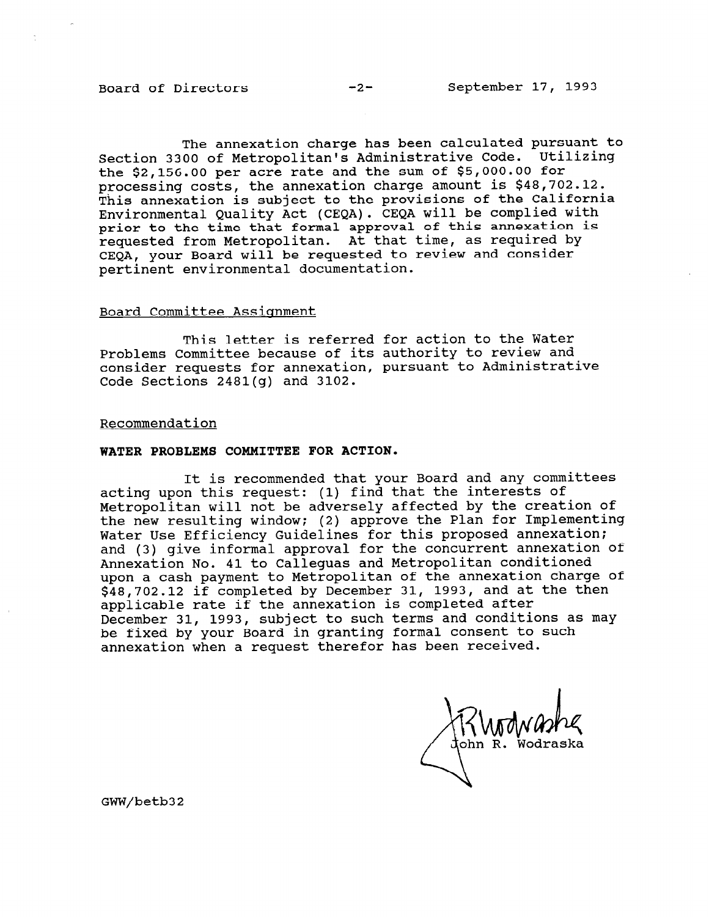The annexation charge has been calculated pursuant to Section 3300 of Metropolitan's Administrative Code. Utilizing the $2,156.00 per acre rate and the sum of $5,000.00 for processing costs, the annexation charge amount is $48,702.12. This annexation is subject to the provisions of the California Environmental Quality Act (CEQA). CEQA will be complied with prior to the time that formal approval of this annexation is requested from Metropolitan. At that time, as required by CEQA, your Board will be requested to review and consider pertinent environmental documentation.

## Board Committee Assignment

This letter is referred for action to the Water Problems Committee because of its authority to review and consider requests for annexation, pursuant to Administrative Code Sections 2481(g) and 3102.

## Recommendation

**WATER PROBLEMS COMMITTEE FOR ACTION.**

It is recommended that your Board and any committees acting upon this request: (1) find that the interests of Metropolitan will not be adversely affected by the creation of the new resulting window; (2) approve the Plan for Implementing Water Use Efficiency Guidelines for this proposed annexation; and (3) give informal approval for the concurrent annexation of Annexation No. 41 to Calleguas and Metropolitan conditioned upon a cash payment to Metropolitan of the annexation charge of $48,702.12 if completed by December 31, 1993, and at the then applicable rate if the annexation is completed after December 31, 1993, subject to such terms and conditions as may be fixed by your Board in granting formal consent to such annexation when a request therefor has been received.

John R. Wodraska

GWW/betb32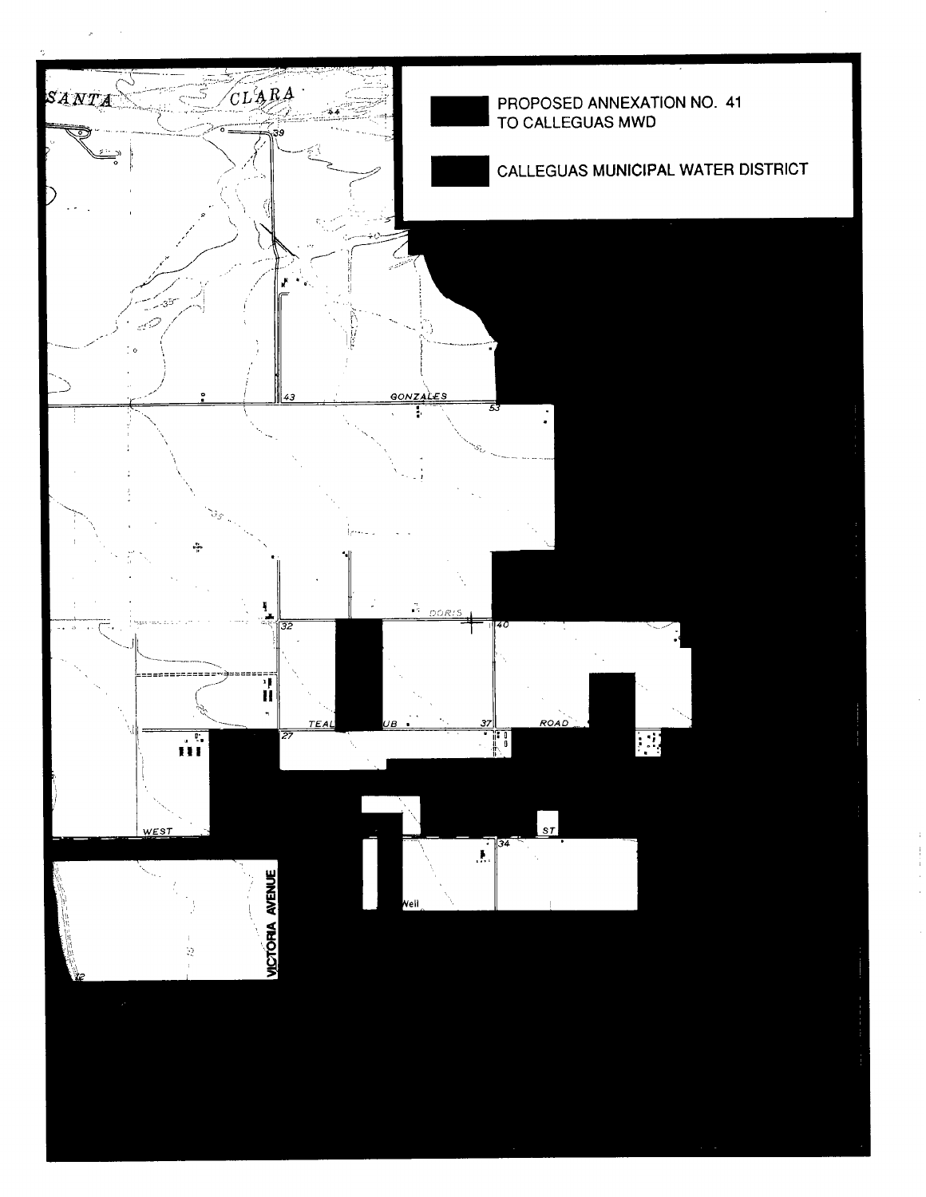PROPOSED ANNEXATION NO. 41 TO CALLEGUAS MWD

CALLEGUAS MUNICIPAL WATER DISTRICT

SANTA CLARA

GONZALES

DORIS

TEAL CLUB ROAD

WEST

ST

Well

VICTORIA AVENUE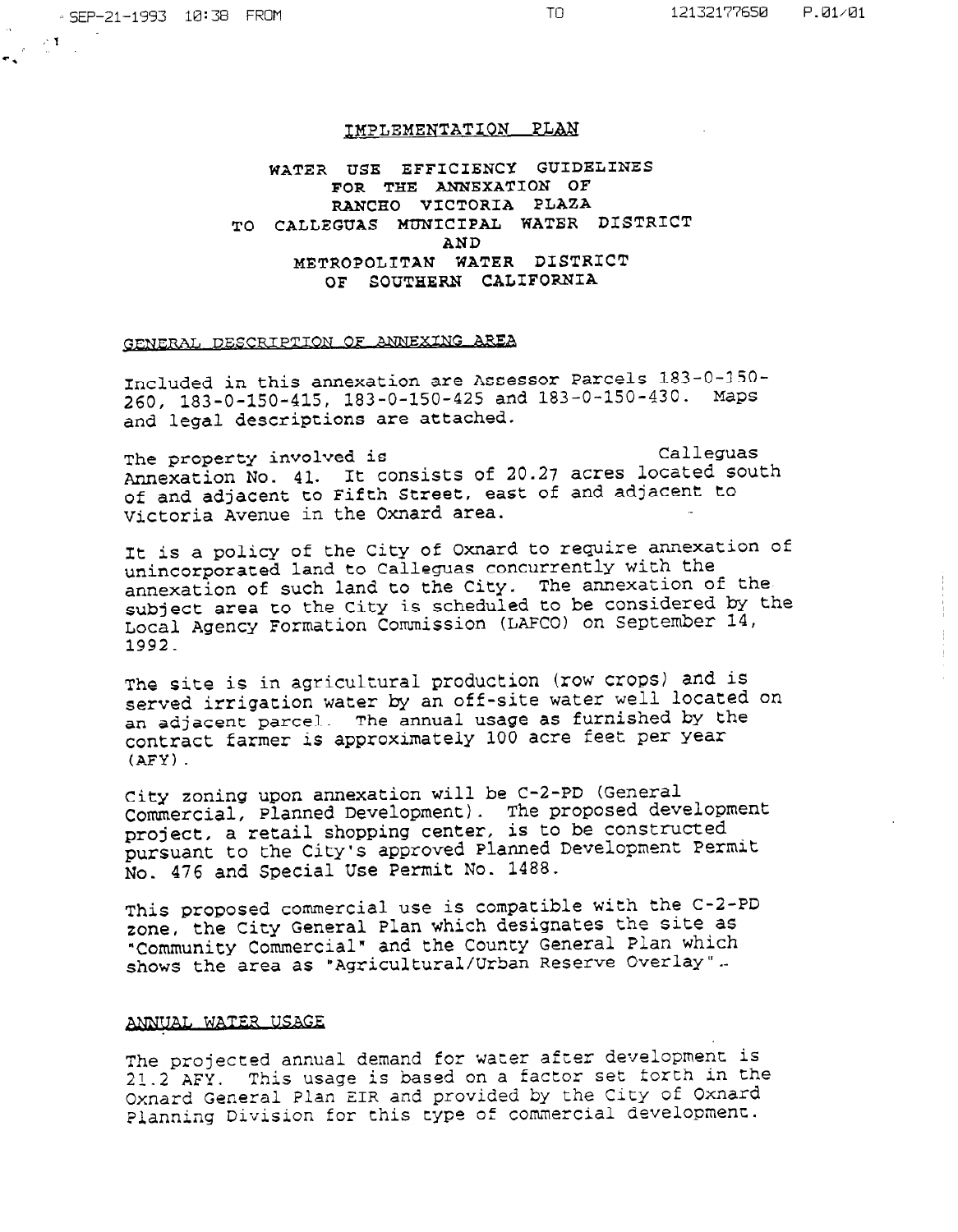# IMPLEMENTATION PLAN

## WATER USE EFFICIENCY GUIDELINES FOR THE ANNEXATION OF RANCHO VICTORIA PLAZA TO CALLEGUAS MUNICIPAL WATER DISTRICT AND METROPOLITAN WATER DISTRICT OF SOUTHERN CALIFORNIA

### GENERAL DESCRIPTION OF ANNEXING AREA

Included in this annexation are Assessor Parcels 183-0-150-260, 183-0-150-415, 183-0-150-425 and 183-0-150-430. Maps and legal descriptions are attached.

The property involved is Calleguas Annexation No. 41. It consists of 20.27 acres located south of and adjacent to Fifth Street, east of and adjacent to Victoria Avenue in the Oxnard area.

It is a policy of the City of Oxnard to require annexation of unincorporated land to Calleguas concurrently with the annexation of such land to the City. The annexation of the subject area to the City is scheduled to be considered by the Local Agency Formation Commission (LAFCO) on September 14, 1992.

The site is in agricultural production (row crops) and is served irrigation water by an off-site water well located on an adjacent parcel. The annual usage as furnished by the contract farmer is approximately 100 acre feet per year (AFY).

City zoning upon annexation will be C-2-PD (General Commercial, Planned Development). The proposed development project, a retail shopping center, is to be constructed pursuant to the City's approved Planned Development Permit No. 476 and Special Use Permit No. 1488.

This proposed commercial use is compatible with the C-2-PD zone, the City General Plan which designates the site as "Community Commercial" and the County General Plan which shows the area as "Agricultural/Urban Reserve Overlay".

### ANNUAL WATER USAGE

The projected annual demand for water after development is 21.2 AFY. This usage is based on a factor set forth in the Oxnard General Plan EIR and provided by the City of Oxnard Planning Division for this type of commercial development.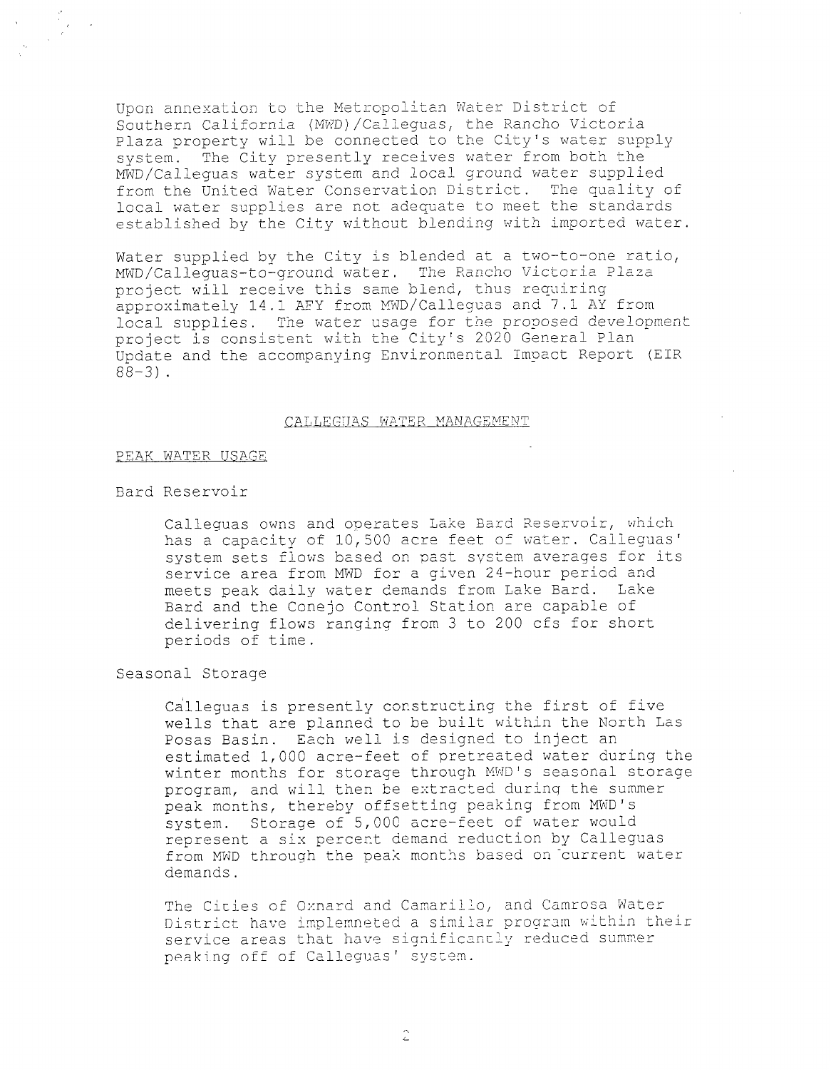Upon annexation to the Metropolitan Water District of Southern California (MWD)/Calleguas, the Rancho Victoria Plaza property will be connected to the City's water supply system. The City presently receives water from both the MWD/Calleguas water system and local ground water supplied from the United Water Conservation District. The quality of local water supplies are not adequate to meet the standards established by the City without blending with imported water.

Water supplied by the City is blended at a two-to-one ratio, MWD/Calleguas-to-ground water. The Rancho Victoria Plaza project will receive this same blend, thus requiring approximately 14.1 AFY from MWD/Calleguas and 7.1 AY from local supplies. The water usage for the proposed development project is consistent with the City's 2020 General Plan Update and the accompanying Environmental Impact Report (EIR 88-3).

## CALLEGUAS WATER MANAGEMENT

### PEAK WATER USAGE

#### Bard Reservoir

Calleguas owns and operates Lake Bard Reservoir, which has a capacity of 10,500 acre feet of water. Calleguas' system sets flows based on past system averages for its service area from MWD for a given 24-hour period and meets peak daily water demands from Lake Bard. Lake Bard and the Conejo Control Station are capable of delivering flows ranging from 3 to 200 cfs for short periods of time.

#### Seasonal Storage

Calleguas is presently constructing the first of five wells that are planned to be built within the North Las Posas Basin. Each well is designed to inject an estimated 1,000 acre-feet of pretreated water during the winter months for storage through MWD's seasonal storage program, and will then be extracted during the summer peak months, thereby offsetting peaking from MWD's system. Storage of 5,000 acre-feet of water would represent a six percent demand reduction by Calleguas from MWD through the peak months based on current water demands.

The Cities of Oxnard and Camarillo, and Camrosa Water District have implemneted a similar program within their service areas that have significantly reduced summer peaking off of Calleguas' system.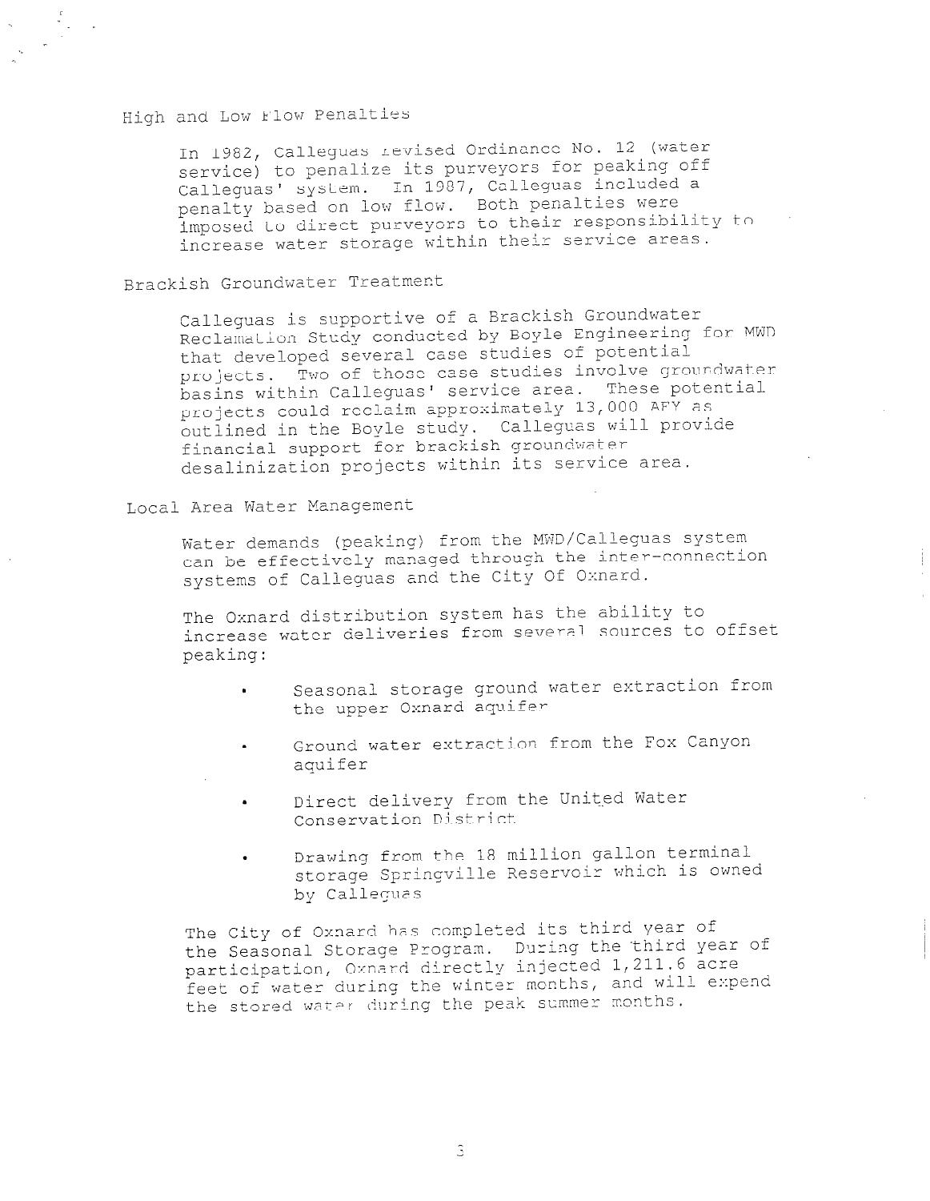## High and Low Flow Penalties

In 1982, Calleguas revised Ordinance No. 12 (water service) to penalize its purveyors for peaking off Calleguas' system. In 1987, Calleguas included a penalty based on low flow. Both penalties were imposed to direct purveyors to their responsibility to increase water storage within their service areas.

## Brackish Groundwater Treatment

Calleguas is supportive of a Brackish Groundwater Reclamation Study conducted by Boyle Engineering for MWD that developed several case studies of potential projects. Two of those case studies involve groundwater basins within Calleguas' service area. These potential projects could reclaim approximately 13,000 AFY as outlined in the Boyle study. Calleguas will provide financial support for brackish groundwater desalinization projects within its service area.

## Local Area Water Management

Water demands (peaking) from the MWD/Calleguas system can be effectively managed through the inter-connection systems of Calleguas and the City Of Oxnard.

The Oxnard distribution system has the ability to increase water deliveries from several sources to offset peaking:

- Seasonal storage ground water extraction from the upper Oxnard aquifer
- Ground water extraction from the Fox Canyon aquifer
- Direct delivery from the United Water Conservation District
- Drawing from the 18 million gallon terminal storage Springville Reservoir which is owned by Calleguas

The City of Oxnard has completed its third year of the Seasonal Storage Program. During the third year of participation, Oxnard directly injected 1,211.6 acre feet of water during the winter months, and will expend the stored water during the peak summer months.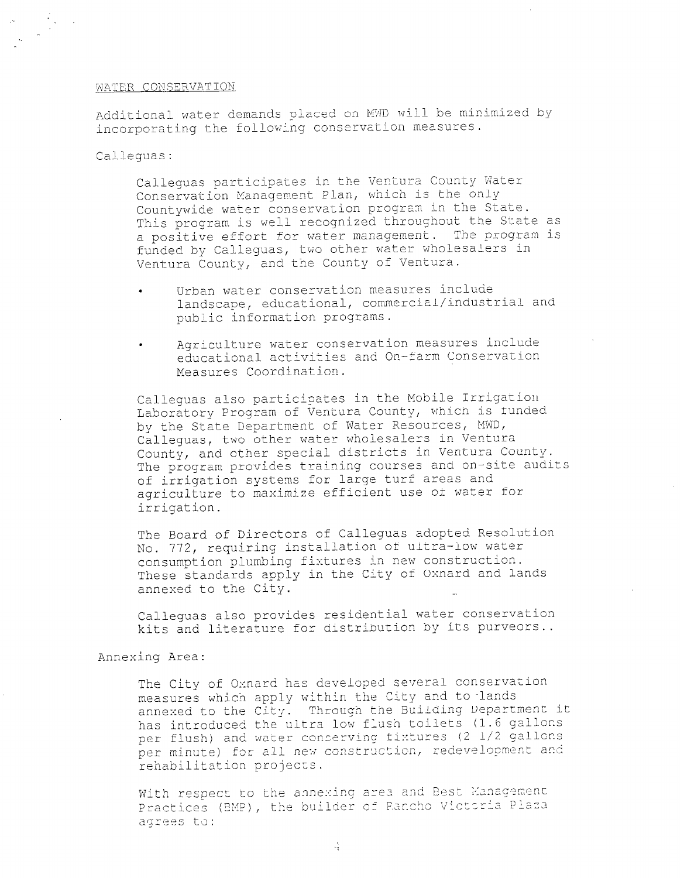## WATER CONSERVATION

Additional water demands placed on MWD will be minimized by incorporating the following conservation measures.

Calleguas:

> Calleguas participates in the Ventura County Water Conservation Management Plan, which is the only Countywide water conservation program in the State. This program is well recognized throughout the State as a positive effort for water management. The program is funded by Calleguas, two other water wholesalers in Ventura County, and the County of Ventura.
>
> - Urban water conservation measures include landscape, educational, commercial/industrial and public information programs.
> - Agriculture water conservation measures include educational activities and On-farm Conservation Measures Coordination.
>
> Calleguas also participates in the Mobile Irrigation Laboratory Program of Ventura County, which is funded by the State Department of Water Resources, MWD, Calleguas, two other water wholesalers in Ventura County, and other special districts in Ventura County. The program provides training courses and on-site audits of irrigation systems for large turf areas and agriculture to maximize efficient use of water for irrigation.
>
> The Board of Directors of Calleguas adopted Resolution No. 772, requiring installation of ultra-low water consumption plumbing fixtures in new construction. These standards apply in the City of Oxnard and lands annexed to the City.
>
> Calleguas also provides residential water conservation kits and literature for distribution by its purveyors..

Annexing Area:

> The City of Oxnard has developed several conservation measures which apply within the City and to lands annexed to the City. Through the Building Department it has introduced the ultra low flush toilets (1.6 gallons per flush) and water conserving fixtures (2 1/2 gallons per minute) for all new construction, redevelopment and rehabilitation projects.
>
> With respect to the annexing area and Best Management Practices (BMP), the builder of Rancho Victoria Plaza agrees to: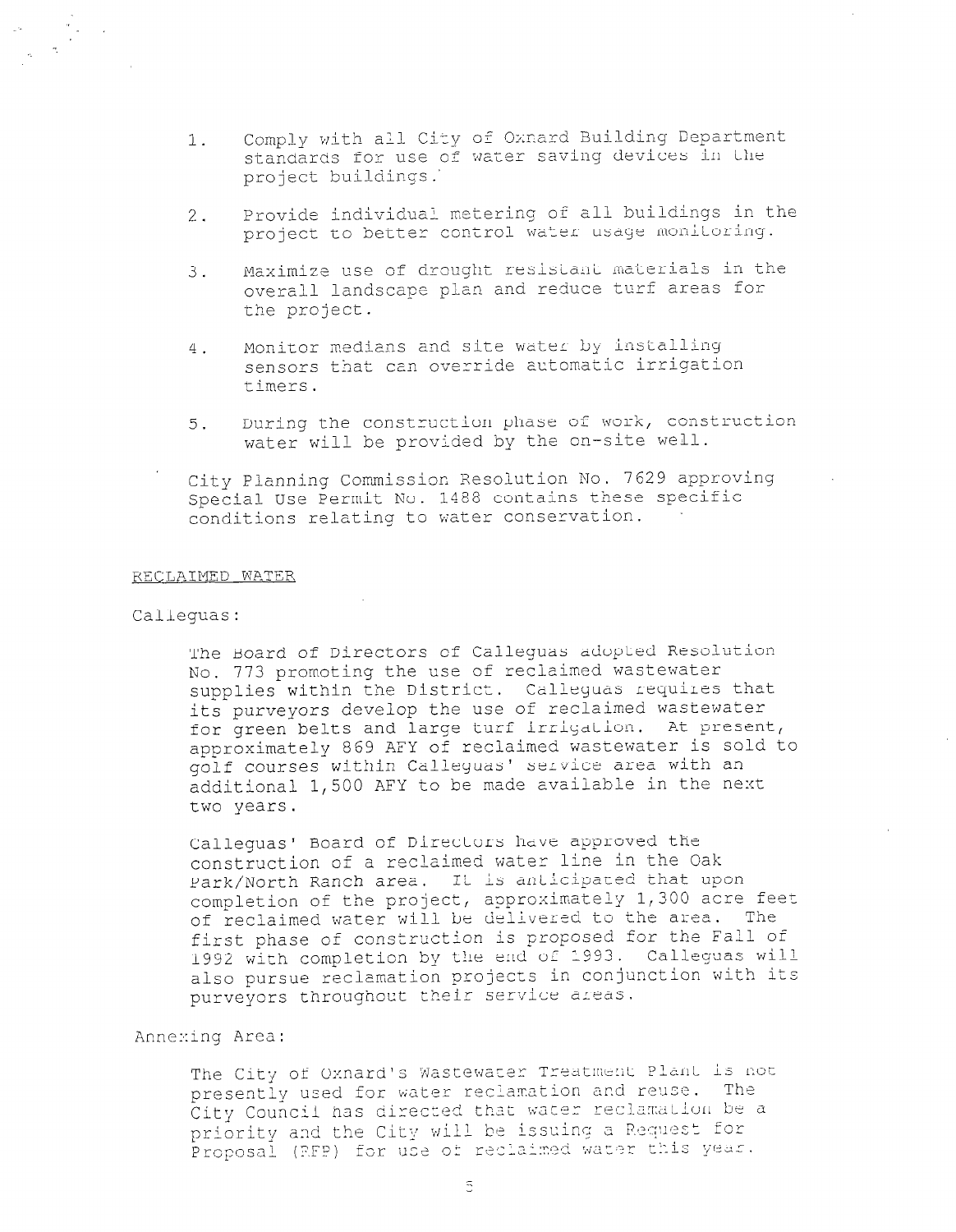1. Comply with all City of Oxnard Building Department standards for use of water saving devices in the project buildings.

2. Provide individual metering of all buildings in the project to better control water usage monitoring.

3. Maximize use of drought resistant materials in the overall landscape plan and reduce turf areas for the project.

4. Monitor medians and site water by installing sensors that can override automatic irrigation timers.

5. During the construction phase of work, construction water will be provided by the on-site well.

City Planning Commission Resolution No. 7629 approving Special Use Permit No. 1488 contains these specific conditions relating to water conservation.

RECLAIMED WATER

Calleguas:

The Board of Directors of Calleguas adopted Resolution No. 773 promoting the use of reclaimed wastewater supplies within the District. Calleguas requires that its purveyors develop the use of reclaimed wastewater for green belts and large turf irrigation. At present, approximately 869 AFY of reclaimed wastewater is sold to golf courses within Calleguas' service area with an additional 1,500 AFY to be made available in the next two years.

Calleguas' Board of Directors have approved the construction of a reclaimed water line in the Oak Park/North Ranch area. It is anticipated that upon completion of the project, approximately 1,300 acre feet of reclaimed water will be delivered to the area. The first phase of construction is proposed for the Fall of 1992 with completion by the end of 1993. Calleguas will also pursue reclamation projects in conjunction with its purveyors throughout their service areas.

Annexing Area:

The City of Oxnard's Wastewater Treatment Plant is not presently used for water reclamation and reuse. The City Council has directed that water reclamation be a priority and the City will be issuing a Request for Proposal (RFP) for use of reclaimed water this year.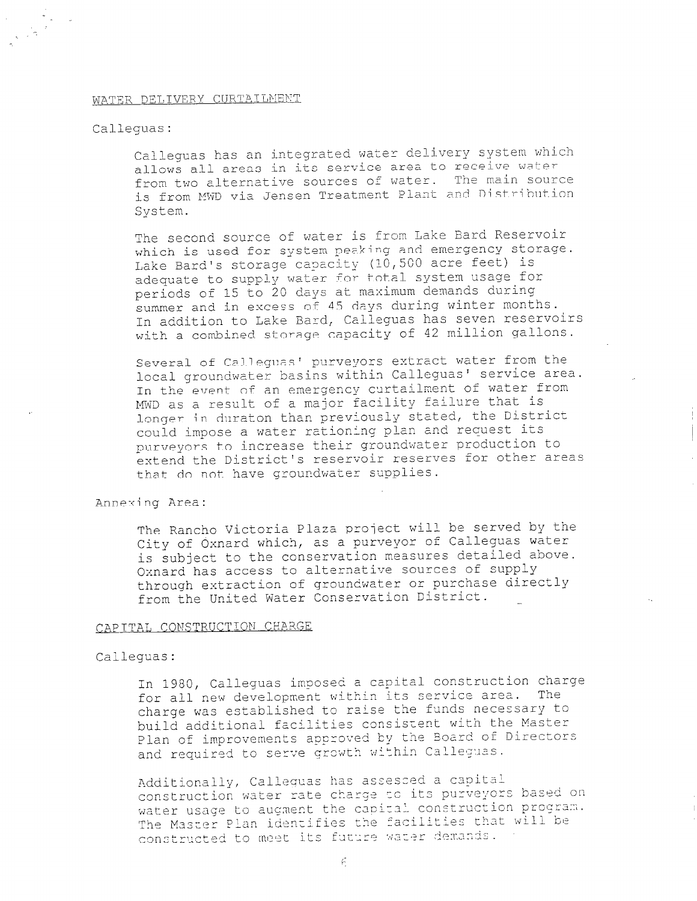## WATER DELIVERY CURTAILMENT

Calleguas:

Calleguas has an integrated water delivery system which allows all areas in its service area to receive water from two alternative sources of water. The main source is from MWD via Jensen Treatment Plant and Distribution System.

The second source of water is from Lake Bard Reservoir which is used for system peaking and emergency storage. Lake Bard's storage capacity (10,500 acre feet) is adequate to supply water for total system usage for periods of 15 to 20 days at maximum demands during summer and in excess of 45 days during winter months. In addition to Lake Bard, Calleguas has seven reservoirs with a combined storage capacity of 42 million gallons.

Several of Calleguas' purveyors extract water from the local groundwater basins within Calleguas' service area. In the event of an emergency curtailment of water from MWD as a result of a major facility failure that is longer in duraton than previously stated, the District could impose a water rationing plan and request its purveyors to increase their groundwater production to extend the District's reservoir reserves for other areas that do not have groundwater supplies.

Annexing Area:

The Rancho Victoria Plaza project will be served by the City of Oxnard which, as a purveyor of Calleguas water is subject to the conservation measures detailed above. Oxnard has access to alternative sources of supply through extraction of groundwater or purchase directly from the United Water Conservation District.

## CAPITAL CONSTRUCTION CHARGE

Calleguas:

In 1980, Calleguas imposed a capital construction charge for all new development within its service area. The charge was established to raise the funds necessary to build additional facilities consistent with the Master Plan of improvements approved by the Board of Directors and required to serve growth within Calleguas.

Additionally, Calleguas has assessed a capital construction water rate charge to its purveyors based on water usage to augment the capital construction program. The Master Plan identifies the facilities that will be constructed to meet its future water demands.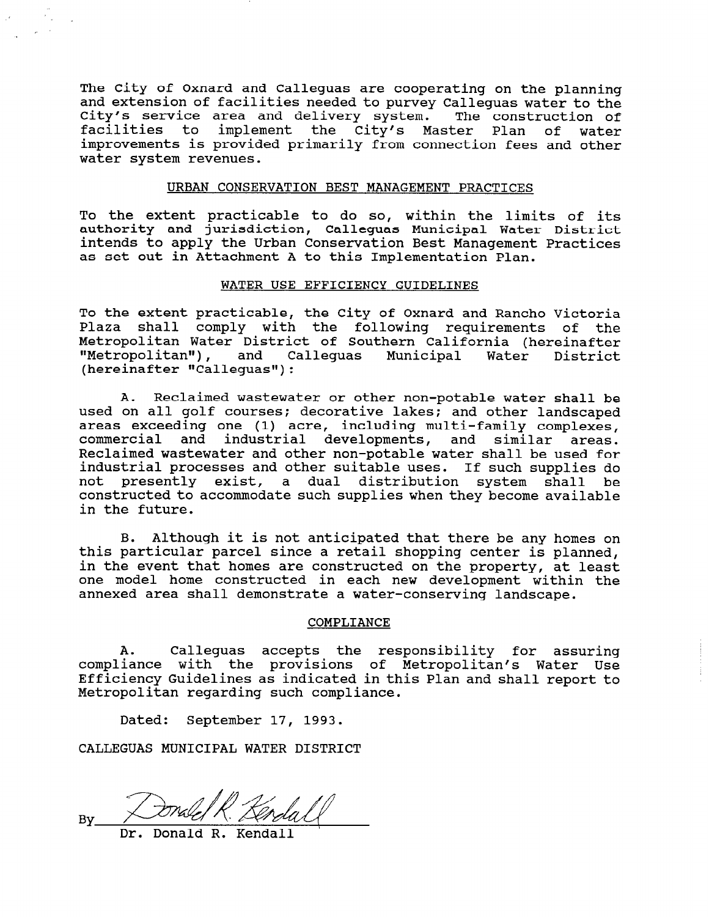The City of Oxnard and Calleguas are cooperating on the planning and extension of facilities needed to purvey Calleguas water to the City's service area and delivery system. The construction of facilities to implement the City's Master Plan of water improvements is provided primarily from connection fees and other water system revenues.

## URBAN CONSERVATION BEST MANAGEMENT PRACTICES

To the extent practicable to do so, within the limits of its authority and jurisdiction, Calleguas Municipal Water District intends to apply the Urban Conservation Best Management Practices as set out in Attachment A to this Implementation Plan.

## WATER USE EFFICIENCY GUIDELINES

To the extent practicable, the City of Oxnard and Rancho Victoria Plaza shall comply with the following requirements of the Metropolitan Water District of Southern California (hereinafter "Metropolitan"), and Calleguas Municipal Water District (hereinafter "Calleguas"):

A. Reclaimed wastewater or other non-potable water shall be used on all golf courses; decorative lakes; and other landscaped areas exceeding one (1) acre, including multi-family complexes, commercial and industrial developments, and similar areas. Reclaimed wastewater and other non-potable water shall be used for industrial processes and other suitable uses. If such supplies do not presently exist, a dual distribution system shall be constructed to accommodate such supplies when they become available in the future.

B. Although it is not anticipated that there be any homes on this particular parcel since a retail shopping center is planned, in the event that homes are constructed on the property, at least one model home constructed in each new development within the annexed area shall demonstrate a water-conserving landscape.

## COMPLIANCE

A. Calleguas accepts the responsibility for assuring compliance with the provisions of Metropolitan's Water Use Efficiency Guidelines as indicated in this Plan and shall report to Metropolitan regarding such compliance.

Dated: September 17, 1993.

CALLEGUAS MUNICIPAL WATER DISTRICT

By Donald R. Kendall

Dr. Donald R. Kendall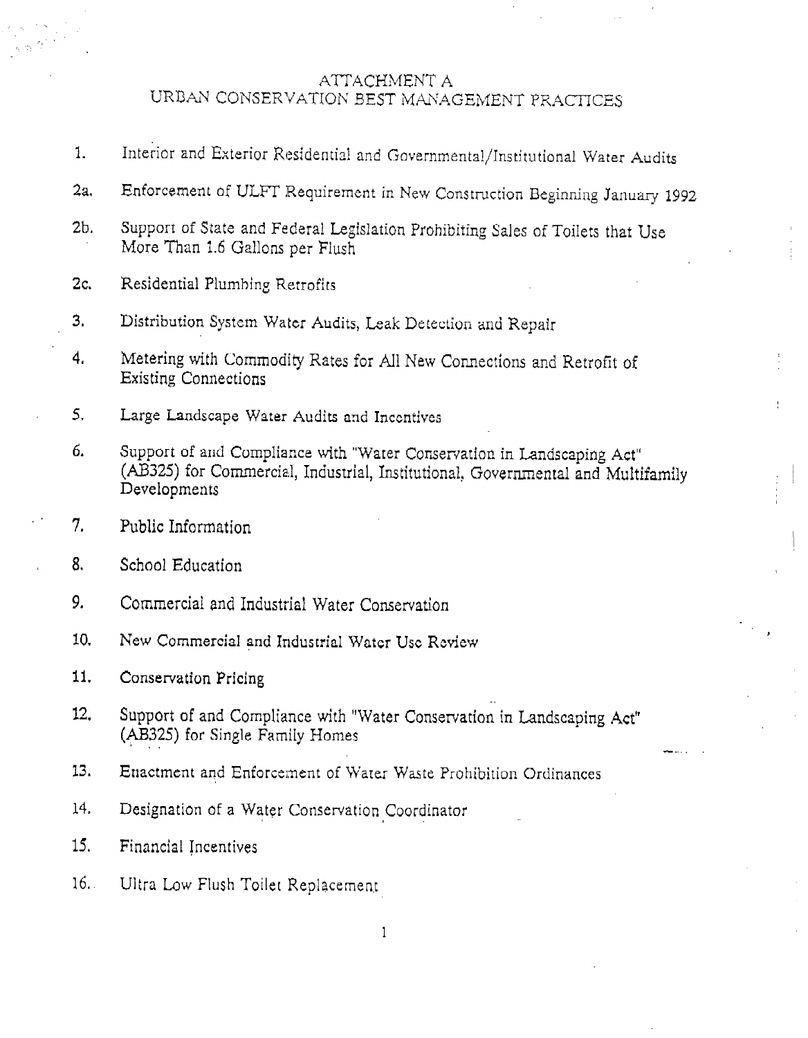# ATTACHMENT A
## URBAN CONSERVATION BEST MANAGEMENT PRACTICES

1. Interior and Exterior Residential and Governmental/Institutional Water Audits

2a. Enforcement of ULFT Requirement in New Construction Beginning January 1992

2b. Support of State and Federal Legislation Prohibiting Sales of Toilets that Use More Than 1.6 Gallons per Flush

2c. Residential Plumbing Retrofits

3. Distribution System Water Audits, Leak Detection and Repair

4. Metering with Commodity Rates for All New Connections and Retrofit of Existing Connections

5. Large Landscape Water Audits and Incentives

6. Support of and Compliance with "Water Conservation in Landscaping Act" (AB325) for Commercial, Industrial, Institutional, Governmental and Multifamily Developments

7. Public Information

8. School Education

9. Commercial and Industrial Water Conservation

10. New Commercial and Industrial Water Use Review

11. Conservation Pricing

12. Support of and Compliance with "Water Conservation in Landscaping Act" (AB325) for Single Family Homes

13. Enactment and Enforcement of Water Waste Prohibition Ordinances

14. Designation of a Water Conservation Coordinator

15. Financial Incentives

16. Ultra Low Flush Toilet Replacement